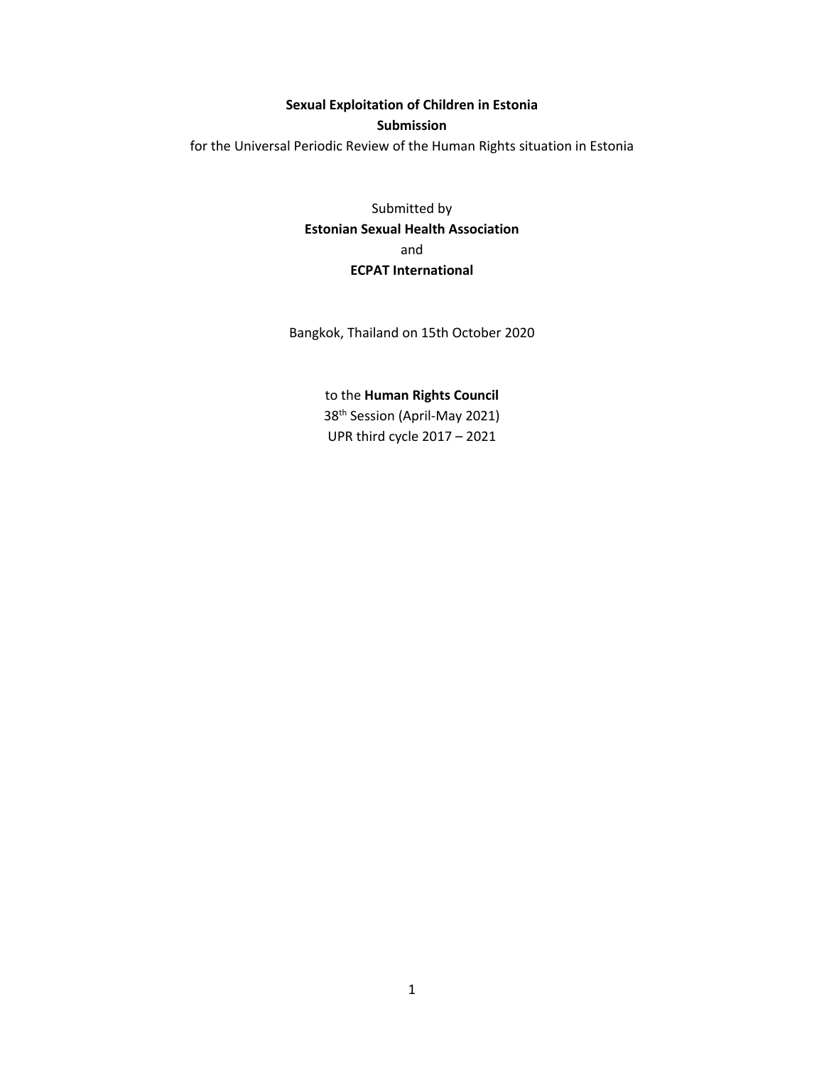**Sexual Exploitation of Children in Estonia**

**Submission**

for the Universal Periodic Review of the Human Rights situation in Estonia

Submitted by

**Estonian Sexual Health Association**

and

**ECPAT International**

Bangkok, Thailand on 15th October 2020

to the **Human Rights Council**

38th Session (April-May 2021)

UPR third cycle 2017 – 2021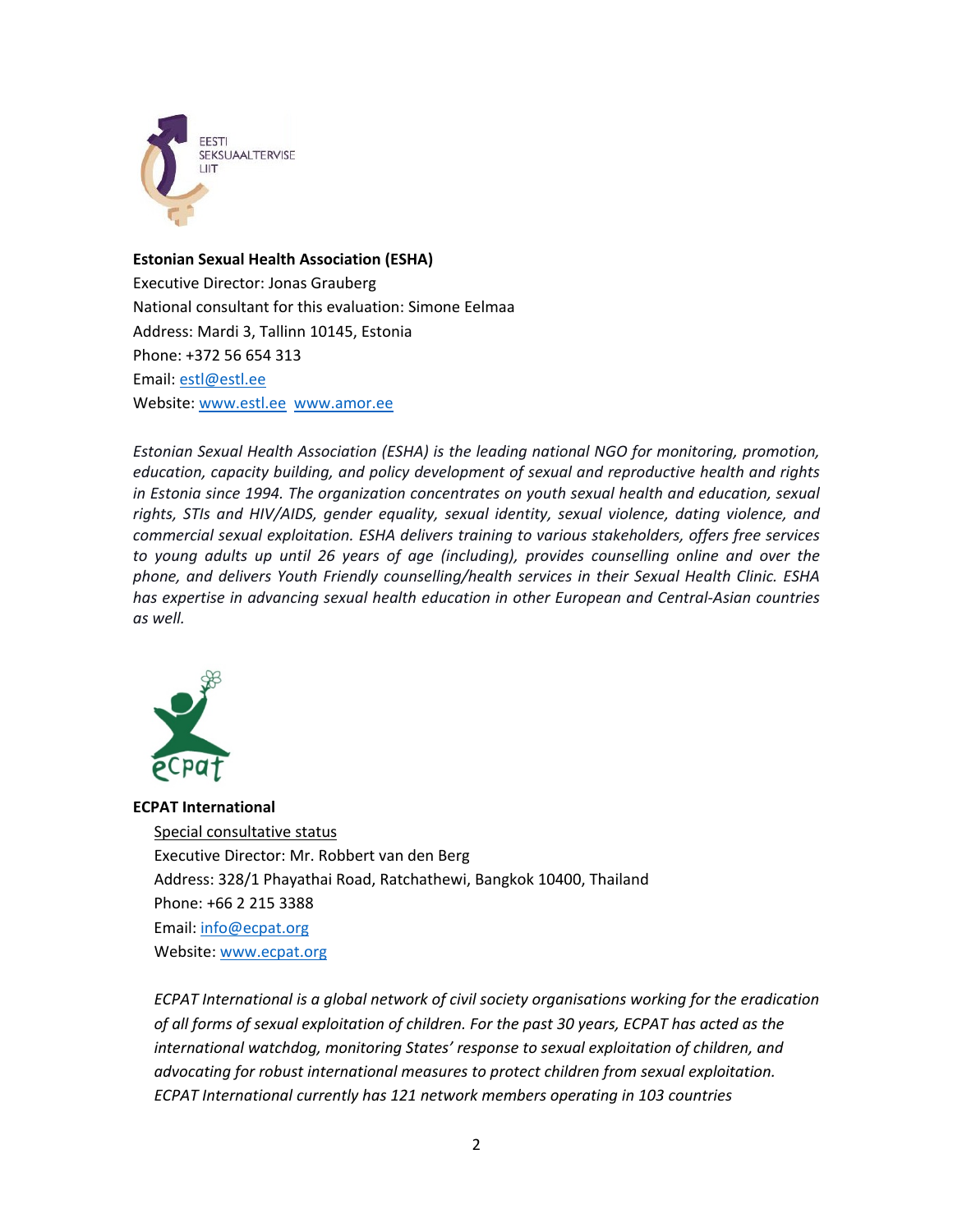EESTI SEKSUAALTERVISE LIIT

**Estonian Sexual Health Association (ESHA)**
Executive Director: Jonas Grauberg
National consultant for this evaluation: Simone Eelmaa
Address: Mardi 3, Tallinn 10145, Estonia
Phone: +372 56 654 313
Email: estl@estl.ee
Website: www.estl.ee www.amor.ee

*Estonian Sexual Health Association (ESHA) is the leading national NGO for monitoring, promotion, education, capacity building, and policy development of sexual and reproductive health and rights in Estonia since 1994. The organization concentrates on youth sexual health and education, sexual rights, STIs and HIV/AIDS, gender equality, sexual identity, sexual violence, dating violence, and commercial sexual exploitation. ESHA delivers training to various stakeholders, offers free services to young adults up until 26 years of age (including), provides counselling online and over the phone, and delivers Youth Friendly counselling/health services in their Sexual Health Clinic. ESHA has expertise in advancing sexual health education in other European and Central-Asian countries as well.*

ecpat

**ECPAT International**
Special consultative status
Executive Director: Mr. Robbert van den Berg
Address: 328/1 Phayathai Road, Ratchathewi, Bangkok 10400, Thailand
Phone: +66 2 215 3388
Email: info@ecpat.org
Website: www.ecpat.org

*ECPAT International is a global network of civil society organisations working for the eradication of all forms of sexual exploitation of children. For the past 30 years, ECPAT has acted as the international watchdog, monitoring States' response to sexual exploitation of children, and advocating for robust international measures to protect children from sexual exploitation. ECPAT International currently has 121 network members operating in 103 countries*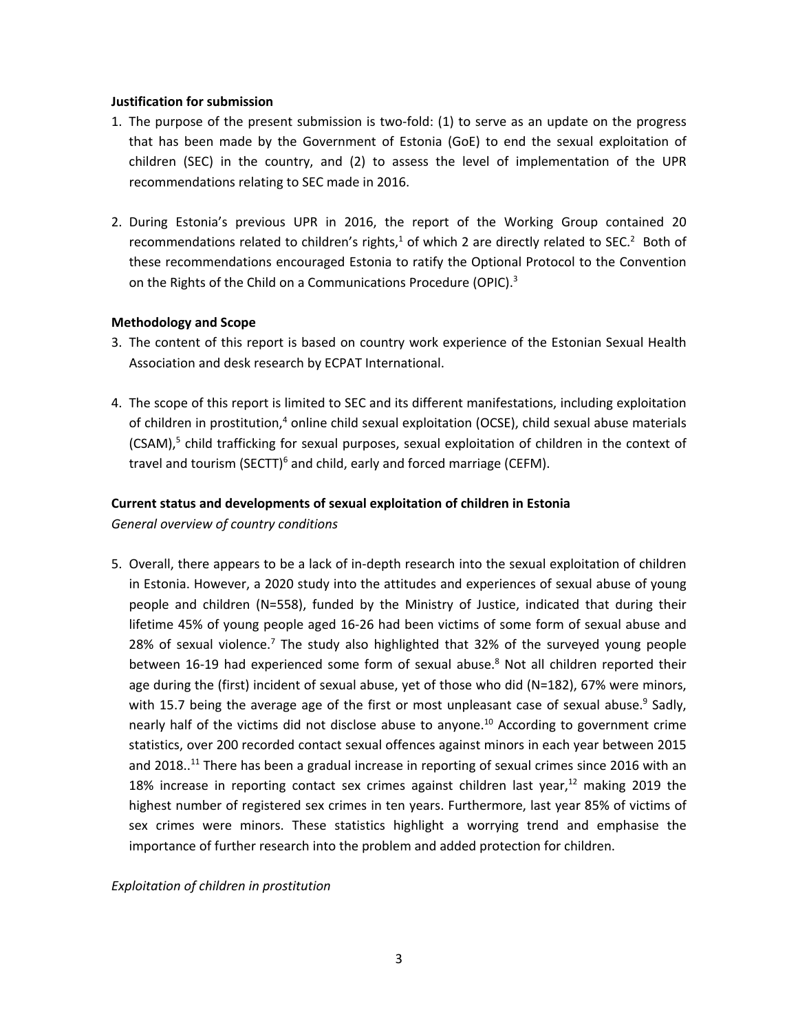**Justification for submission**

1. The purpose of the present submission is two-fold: (1) to serve as an update on the progress that has been made by the Government of Estonia (GoE) to end the sexual exploitation of children (SEC) in the country, and (2) to assess the level of implementation of the UPR recommendations relating to SEC made in 2016.

2. During Estonia's previous UPR in 2016, the report of the Working Group contained 20 recommendations related to children's rights,[1] of which 2 are directly related to SEC.[2] Both of these recommendations encouraged Estonia to ratify the Optional Protocol to the Convention on the Rights of the Child on a Communications Procedure (OPIC).[3]

**Methodology and Scope**

3. The content of this report is based on country work experience of the Estonian Sexual Health Association and desk research by ECPAT International.

4. The scope of this report is limited to SEC and its different manifestations, including exploitation of children in prostitution,[4] online child sexual exploitation (OCSE), child sexual abuse materials (CSAM),[5] child trafficking for sexual purposes, sexual exploitation of children in the context of travel and tourism (SECTT)[6] and child, early and forced marriage (CEFM).

**Current status and developments of sexual exploitation of children in Estonia**

*General overview of country conditions*

5. Overall, there appears to be a lack of in-depth research into the sexual exploitation of children in Estonia. However, a 2020 study into the attitudes and experiences of sexual abuse of young people and children (N=558), funded by the Ministry of Justice, indicated that during their lifetime 45% of young people aged 16-26 had been victims of some form of sexual abuse and 28% of sexual violence.[7] The study also highlighted that 32% of the surveyed young people between 16-19 had experienced some form of sexual abuse.[8] Not all children reported their age during the (first) incident of sexual abuse, yet of those who did (N=182), 67% were minors, with 15.7 being the average age of the first or most unpleasant case of sexual abuse.[9] Sadly, nearly half of the victims did not disclose abuse to anyone.[10] According to government crime statistics, over 200 recorded contact sexual offences against minors in each year between 2015 and 2018..[11] There has been a gradual increase in reporting of sexual crimes since 2016 with an 18% increase in reporting contact sex crimes against children last year,[12] making 2019 the highest number of registered sex crimes in ten years. Furthermore, last year 85% of victims of sex crimes were minors. These statistics highlight a worrying trend and emphasise the importance of further research into the problem and added protection for children.

*Exploitation of children in prostitution*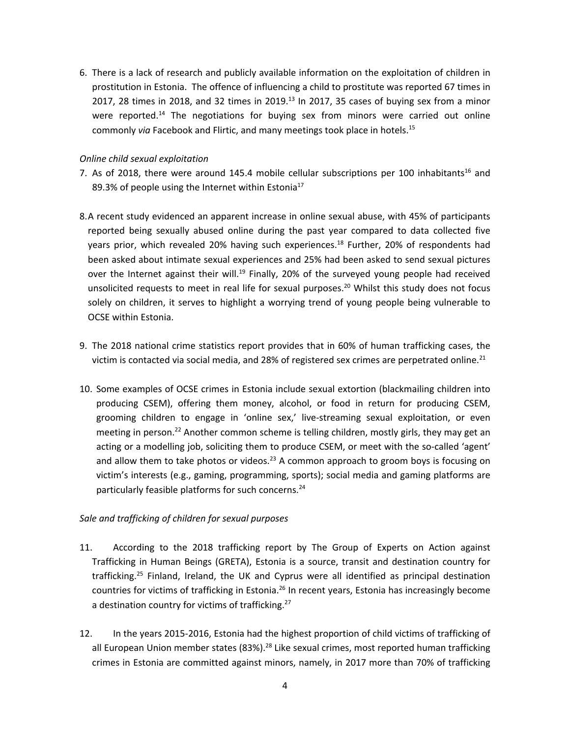6. There is a lack of research and publicly available information on the exploitation of children in prostitution in Estonia. The offence of influencing a child to prostitute was reported 67 times in 2017, 28 times in 2018, and 32 times in 2019.[13] In 2017, 35 cases of buying sex from a minor were reported.[14] The negotiations for buying sex from minors were carried out online commonly *via* Facebook and Flirtic, and many meetings took place in hotels.[15]

*Online child sexual exploitation*

7. As of 2018, there were around 145.4 mobile cellular subscriptions per 100 inhabitants[16] and 89.3% of people using the Internet within Estonia[17]

8. A recent study evidenced an apparent increase in online sexual abuse, with 45% of participants reported being sexually abused online during the past year compared to data collected five years prior, which revealed 20% having such experiences.[18] Further, 20% of respondents had been asked about intimate sexual experiences and 25% had been asked to send sexual pictures over the Internet against their will.[19] Finally, 20% of the surveyed young people had received unsolicited requests to meet in real life for sexual purposes.[20] Whilst this study does not focus solely on children, it serves to highlight a worrying trend of young people being vulnerable to OCSE within Estonia.

9. The 2018 national crime statistics report provides that in 60% of human trafficking cases, the victim is contacted via social media, and 28% of registered sex crimes are perpetrated online.[21]

10. Some examples of OCSE crimes in Estonia include sexual extortion (blackmailing children into producing CSEM), offering them money, alcohol, or food in return for producing CSEM, grooming children to engage in 'online sex,' live-streaming sexual exploitation, or even meeting in person.[22] Another common scheme is telling children, mostly girls, they may get an acting or a modelling job, soliciting them to produce CSEM, or meet with the so-called 'agent' and allow them to take photos or videos.[23] A common approach to groom boys is focusing on victim's interests (e.g., gaming, programming, sports); social media and gaming platforms are particularly feasible platforms for such concerns.[24]

*Sale and trafficking of children for sexual purposes*

11. According to the 2018 trafficking report by The Group of Experts on Action against Trafficking in Human Beings (GRETA), Estonia is a source, transit and destination country for trafficking.[25] Finland, Ireland, the UK and Cyprus were all identified as principal destination countries for victims of trafficking in Estonia.[26] In recent years, Estonia has increasingly become a destination country for victims of trafficking.[27]

12. In the years 2015-2016, Estonia had the highest proportion of child victims of trafficking of all European Union member states (83%).[28] Like sexual crimes, most reported human trafficking crimes in Estonia are committed against minors, namely, in 2017 more than 70% of trafficking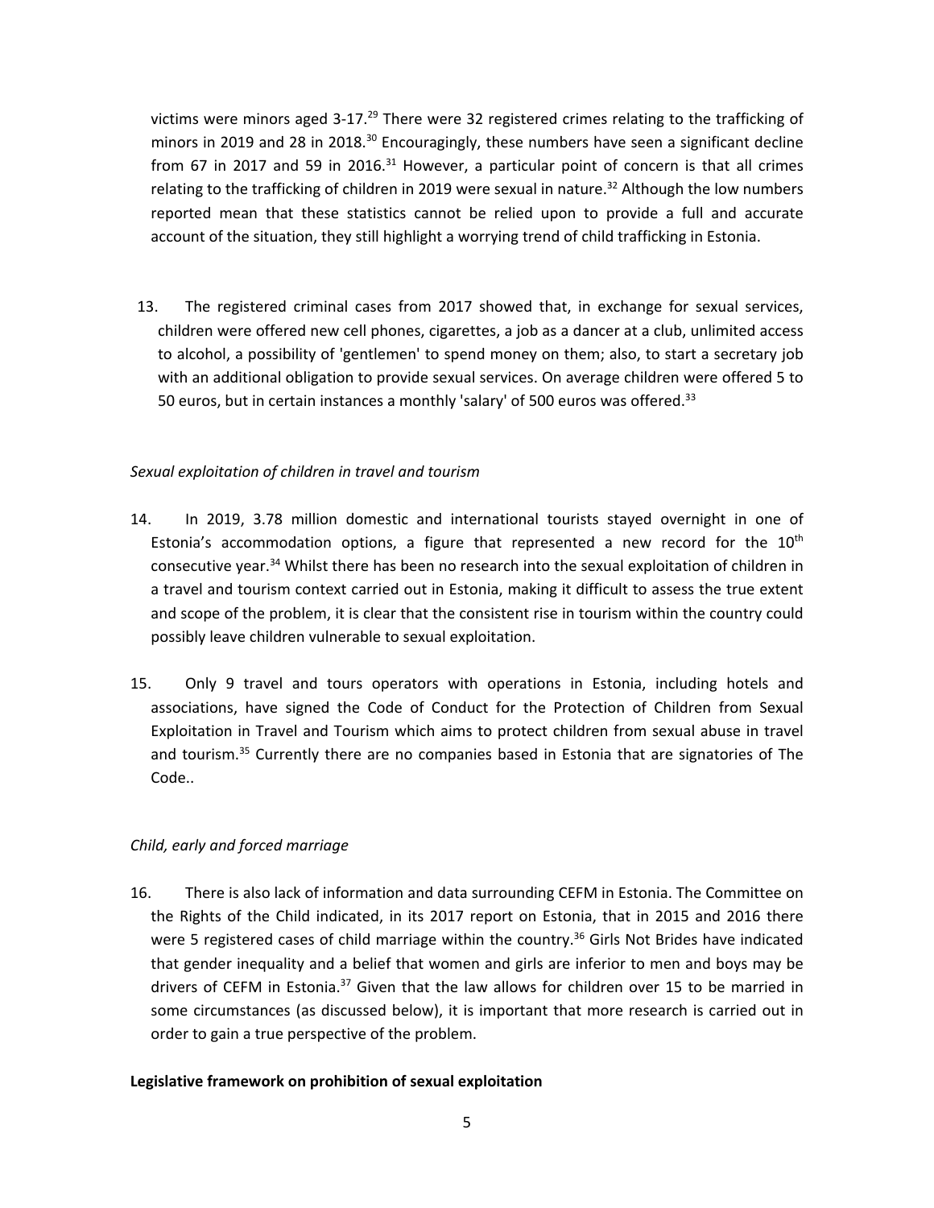victims were minors aged 3-17.[29] There were 32 registered crimes relating to the trafficking of minors in 2019 and 28 in 2018.[30] Encouragingly, these numbers have seen a significant decline from 67 in 2017 and 59 in 2016.[31] However, a particular point of concern is that all crimes relating to the trafficking of children in 2019 were sexual in nature.[32] Although the low numbers reported mean that these statistics cannot be relied upon to provide a full and accurate account of the situation, they still highlight a worrying trend of child trafficking in Estonia.

13. The registered criminal cases from 2017 showed that, in exchange for sexual services, children were offered new cell phones, cigarettes, a job as a dancer at a club, unlimited access to alcohol, a possibility of 'gentlemen' to spend money on them; also, to start a secretary job with an additional obligation to provide sexual services. On average children were offered 5 to 50 euros, but in certain instances a monthly 'salary' of 500 euros was offered.[33]

*Sexual exploitation of children in travel and tourism*

14. In 2019, 3.78 million domestic and international tourists stayed overnight in one of Estonia's accommodation options, a figure that represented a new record for the 10th consecutive year.[34] Whilst there has been no research into the sexual exploitation of children in a travel and tourism context carried out in Estonia, making it difficult to assess the true extent and scope of the problem, it is clear that the consistent rise in tourism within the country could possibly leave children vulnerable to sexual exploitation.

15. Only 9 travel and tours operators with operations in Estonia, including hotels and associations, have signed the Code of Conduct for the Protection of Children from Sexual Exploitation in Travel and Tourism which aims to protect children from sexual abuse in travel and tourism.[35] Currently there are no companies based in Estonia that are signatories of The Code..

*Child, early and forced marriage*

16. There is also lack of information and data surrounding CEFM in Estonia. The Committee on the Rights of the Child indicated, in its 2017 report on Estonia, that in 2015 and 2016 there were 5 registered cases of child marriage within the country.[36] Girls Not Brides have indicated that gender inequality and a belief that women and girls are inferior to men and boys may be drivers of CEFM in Estonia.[37] Given that the law allows for children over 15 to be married in some circumstances (as discussed below), it is important that more research is carried out in order to gain a true perspective of the problem.

**Legislative framework on prohibition of sexual exploitation**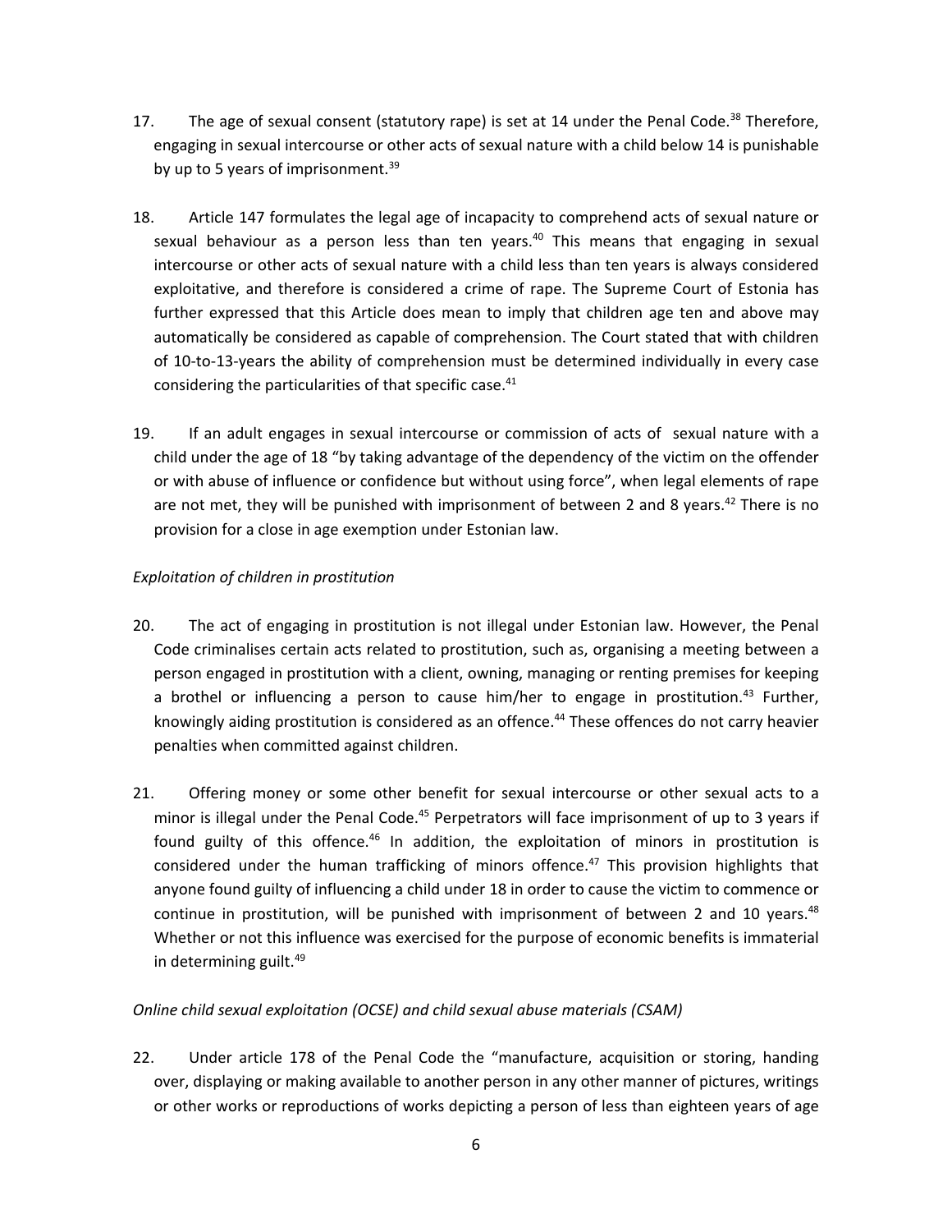17. The age of sexual consent (statutory rape) is set at 14 under the Penal Code.[38] Therefore, engaging in sexual intercourse or other acts of sexual nature with a child below 14 is punishable by up to 5 years of imprisonment.[39]

18. Article 147 formulates the legal age of incapacity to comprehend acts of sexual nature or sexual behaviour as a person less than ten years.[40] This means that engaging in sexual intercourse or other acts of sexual nature with a child less than ten years is always considered exploitative, and therefore is considered a crime of rape. The Supreme Court of Estonia has further expressed that this Article does mean to imply that children age ten and above may automatically be considered as capable of comprehension. The Court stated that with children of 10-to-13-years the ability of comprehension must be determined individually in every case considering the particularities of that specific case.[41]

19. If an adult engages in sexual intercourse or commission of acts of sexual nature with a child under the age of 18 "by taking advantage of the dependency of the victim on the offender or with abuse of influence or confidence but without using force", when legal elements of rape are not met, they will be punished with imprisonment of between 2 and 8 years.[42] There is no provision for a close in age exemption under Estonian law.

*Exploitation of children in prostitution*

20. The act of engaging in prostitution is not illegal under Estonian law. However, the Penal Code criminalises certain acts related to prostitution, such as, organising a meeting between a person engaged in prostitution with a client, owning, managing or renting premises for keeping a brothel or influencing a person to cause him/her to engage in prostitution.[43] Further, knowingly aiding prostitution is considered as an offence.[44] These offences do not carry heavier penalties when committed against children.

21. Offering money or some other benefit for sexual intercourse or other sexual acts to a minor is illegal under the Penal Code.[45] Perpetrators will face imprisonment of up to 3 years if found guilty of this offence.[46] In addition, the exploitation of minors in prostitution is considered under the human trafficking of minors offence.[47] This provision highlights that anyone found guilty of influencing a child under 18 in order to cause the victim to commence or continue in prostitution, will be punished with imprisonment of between 2 and 10 years.[48] Whether or not this influence was exercised for the purpose of economic benefits is immaterial in determining guilt.[49]

*Online child sexual exploitation (OCSE) and child sexual abuse materials (CSAM)*

22. Under article 178 of the Penal Code the "manufacture, acquisition or storing, handing over, displaying or making available to another person in any other manner of pictures, writings or other works or reproductions of works depicting a person of less than eighteen years of age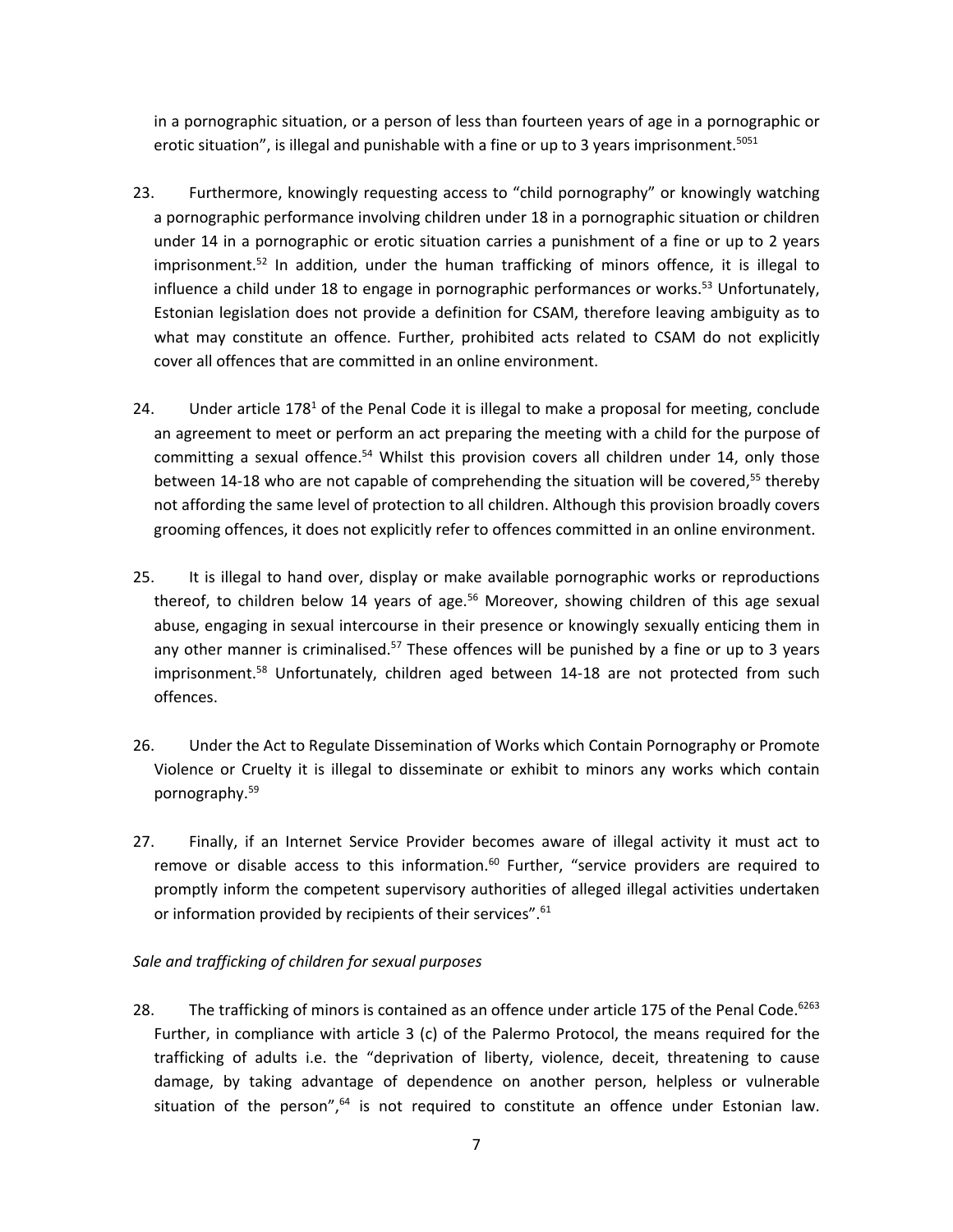in a pornographic situation, or a person of less than fourteen years of age in a pornographic or erotic situation", is illegal and punishable with a fine or up to 3 years imprisonment.[50][51]

23. Furthermore, knowingly requesting access to "child pornography" or knowingly watching a pornographic performance involving children under 18 in a pornographic situation or children under 14 in a pornographic or erotic situation carries a punishment of a fine or up to 2 years imprisonment.[52] In addition, under the human trafficking of minors offence, it is illegal to influence a child under 18 to engage in pornographic performances or works.[53] Unfortunately, Estonian legislation does not provide a definition for CSAM, therefore leaving ambiguity as to what may constitute an offence. Further, prohibited acts related to CSAM do not explicitly cover all offences that are committed in an online environment.

24. Under article 178[1] of the Penal Code it is illegal to make a proposal for meeting, conclude an agreement to meet or perform an act preparing the meeting with a child for the purpose of committing a sexual offence.[54] Whilst this provision covers all children under 14, only those between 14-18 who are not capable of comprehending the situation will be covered,[55] thereby not affording the same level of protection to all children. Although this provision broadly covers grooming offences, it does not explicitly refer to offences committed in an online environment.

25. It is illegal to hand over, display or make available pornographic works or reproductions thereof, to children below 14 years of age.[56] Moreover, showing children of this age sexual abuse, engaging in sexual intercourse in their presence or knowingly sexually enticing them in any other manner is criminalised.[57] These offences will be punished by a fine or up to 3 years imprisonment.[58] Unfortunately, children aged between 14-18 are not protected from such offences.

26. Under the Act to Regulate Dissemination of Works which Contain Pornography or Promote Violence or Cruelty it is illegal to disseminate or exhibit to minors any works which contain pornography.[59]

27. Finally, if an Internet Service Provider becomes aware of illegal activity it must act to remove or disable access to this information.[60] Further, "service providers are required to promptly inform the competent supervisory authorities of alleged illegal activities undertaken or information provided by recipients of their services".[61]

*Sale and trafficking of children for sexual purposes*

28. The trafficking of minors is contained as an offence under article 175 of the Penal Code.[62][63] Further, in compliance with article 3 (c) of the Palermo Protocol, the means required for the trafficking of adults i.e. the "deprivation of liberty, violence, deceit, threatening to cause damage, by taking advantage of dependence on another person, helpless or vulnerable situation of the person",[64] is not required to constitute an offence under Estonian law.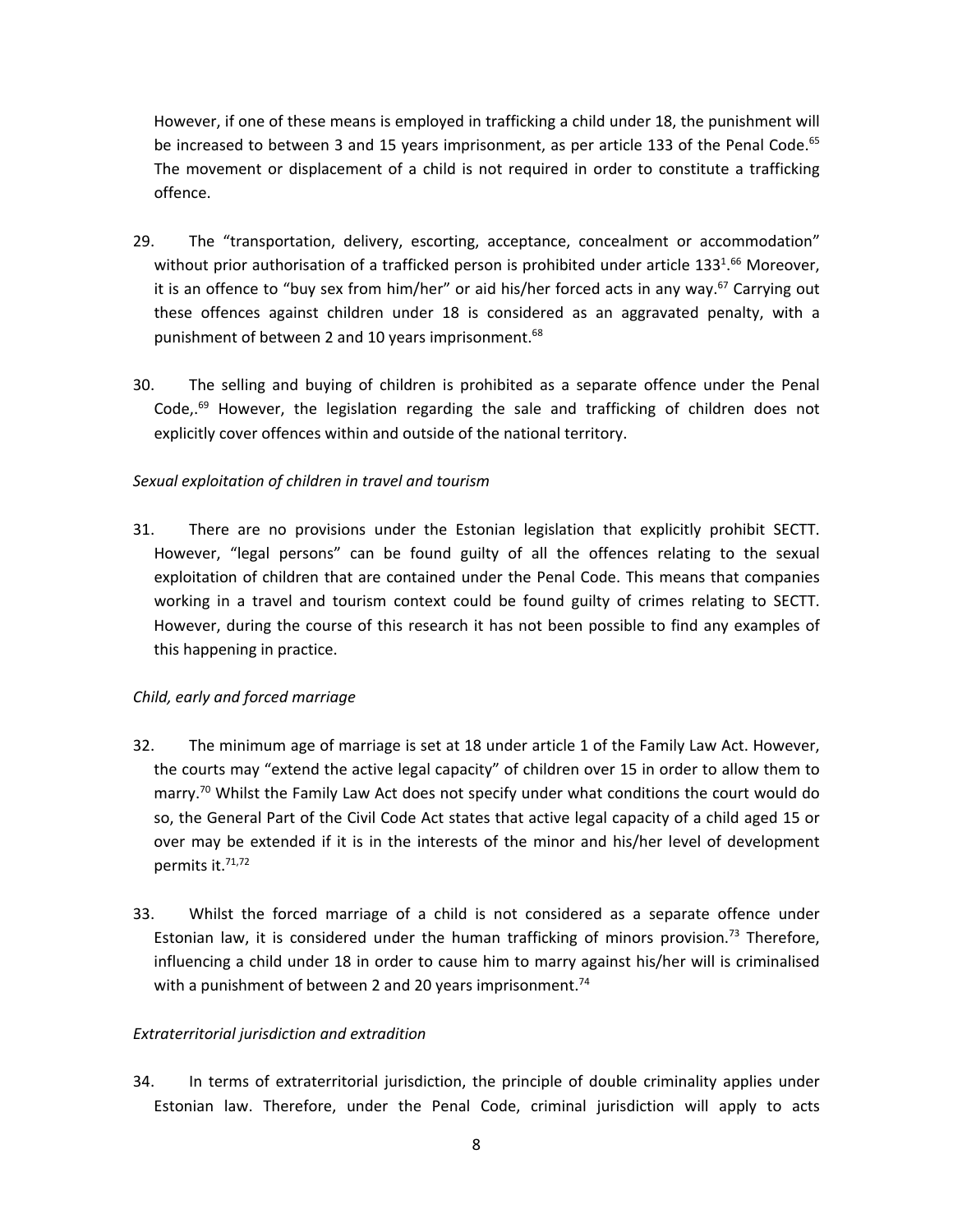However, if one of these means is employed in trafficking a child under 18, the punishment will be increased to between 3 and 15 years imprisonment, as per article 133 of the Penal Code.[65] The movement or displacement of a child is not required in order to constitute a trafficking offence.

29. The "transportation, delivery, escorting, acceptance, concealment or accommodation" without prior authorisation of a trafficked person is prohibited under article $133^1$.[66] Moreover, it is an offence to "buy sex from him/her" or aid his/her forced acts in any way.[67] Carrying out these offences against children under 18 is considered as an aggravated penalty, with a punishment of between 2 and 10 years imprisonment.[68]

30. The selling and buying of children is prohibited as a separate offence under the Penal Code,.[69] However, the legislation regarding the sale and trafficking of children does not explicitly cover offences within and outside of the national territory.

*Sexual exploitation of children in travel and tourism*

31. There are no provisions under the Estonian legislation that explicitly prohibit SECTT. However, "legal persons" can be found guilty of all the offences relating to the sexual exploitation of children that are contained under the Penal Code. This means that companies working in a travel and tourism context could be found guilty of crimes relating to SECTT. However, during the course of this research it has not been possible to find any examples of this happening in practice.

*Child, early and forced marriage*

32. The minimum age of marriage is set at 18 under article 1 of the Family Law Act. However, the courts may "extend the active legal capacity" of children over 15 in order to allow them to marry.[70] Whilst the Family Law Act does not specify under what conditions the court would do so, the General Part of the Civil Code Act states that active legal capacity of a child aged 15 or over may be extended if it is in the interests of the minor and his/her level of development permits it.[71,72]

33. Whilst the forced marriage of a child is not considered as a separate offence under Estonian law, it is considered under the human trafficking of minors provision.[73] Therefore, influencing a child under 18 in order to cause him to marry against his/her will is criminalised with a punishment of between 2 and 20 years imprisonment.[74]

*Extraterritorial jurisdiction and extradition*

34. In terms of extraterritorial jurisdiction, the principle of double criminality applies under Estonian law. Therefore, under the Penal Code, criminal jurisdiction will apply to acts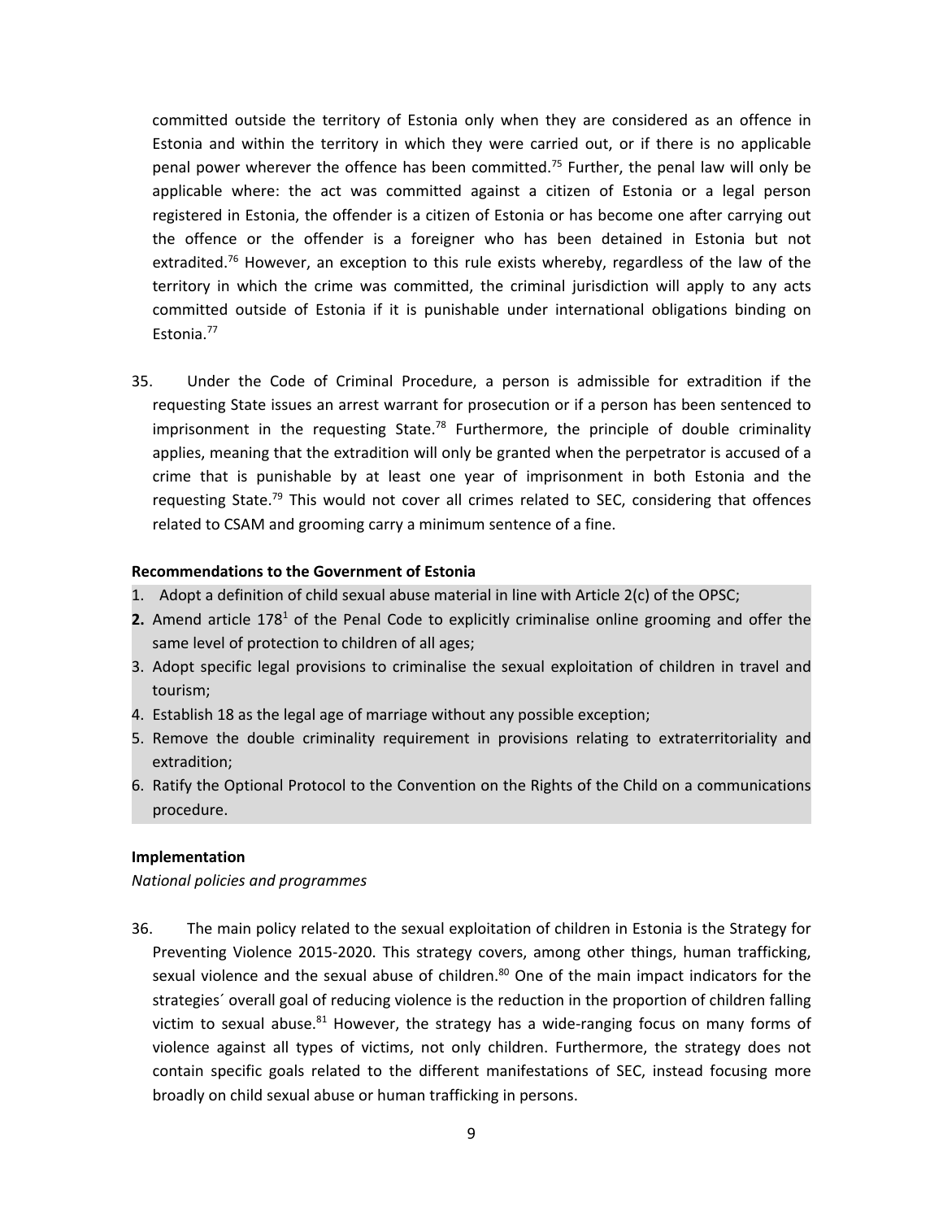committed outside the territory of Estonia only when they are considered as an offence in Estonia and within the territory in which they were carried out, or if there is no applicable penal power wherever the offence has been committed.[75] Further, the penal law will only be applicable where: the act was committed against a citizen of Estonia or a legal person registered in Estonia, the offender is a citizen of Estonia or has become one after carrying out the offence or the offender is a foreigner who has been detained in Estonia but not extradited.[76] However, an exception to this rule exists whereby, regardless of the law of the territory in which the crime was committed, the criminal jurisdiction will apply to any acts committed outside of Estonia if it is punishable under international obligations binding on Estonia.[77]

35. Under the Code of Criminal Procedure, a person is admissible for extradition if the requesting State issues an arrest warrant for prosecution or if a person has been sentenced to imprisonment in the requesting State.[78] Furthermore, the principle of double criminality applies, meaning that the extradition will only be granted when the perpetrator is accused of a crime that is punishable by at least one year of imprisonment in both Estonia and the requesting State.[79] This would not cover all crimes related to SEC, considering that offences related to CSAM and grooming carry a minimum sentence of a fine.

**Recommendations to the Government of Estonia**

1. Adopt a definition of child sexual abuse material in line with Article 2(c) of the OPSC;
2. Amend article 178[1] of the Penal Code to explicitly criminalise online grooming and offer the same level of protection to children of all ages;
3. Adopt specific legal provisions to criminalise the sexual exploitation of children in travel and tourism;
4. Establish 18 as the legal age of marriage without any possible exception;
5. Remove the double criminality requirement in provisions relating to extraterritoriality and extradition;
6. Ratify the Optional Protocol to the Convention on the Rights of the Child on a communications procedure.

**Implementation**

*National policies and programmes*

36. The main policy related to the sexual exploitation of children in Estonia is the Strategy for Preventing Violence 2015-2020. This strategy covers, among other things, human trafficking, sexual violence and the sexual abuse of children.[80] One of the main impact indicators for the strategies´ overall goal of reducing violence is the reduction in the proportion of children falling victim to sexual abuse.[81] However, the strategy has a wide-ranging focus on many forms of violence against all types of victims, not only children. Furthermore, the strategy does not contain specific goals related to the different manifestations of SEC, instead focusing more broadly on child sexual abuse or human trafficking in persons.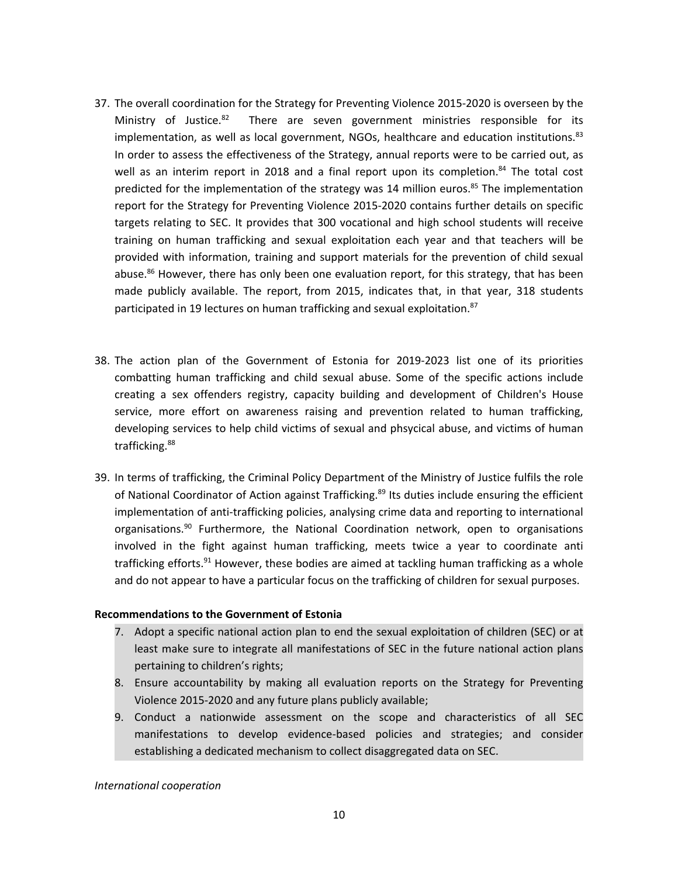37. The overall coordination for the Strategy for Preventing Violence 2015-2020 is overseen by the Ministry of Justice.[82] There are seven government ministries responsible for its implementation, as well as local government, NGOs, healthcare and education institutions.[83] In order to assess the effectiveness of the Strategy, annual reports were to be carried out, as well as an interim report in 2018 and a final report upon its completion.[84] The total cost predicted for the implementation of the strategy was 14 million euros.[85] The implementation report for the Strategy for Preventing Violence 2015-2020 contains further details on specific targets relating to SEC. It provides that 300 vocational and high school students will receive training on human trafficking and sexual exploitation each year and that teachers will be provided with information, training and support materials for the prevention of child sexual abuse.[86] However, there has only been one evaluation report, for this strategy, that has been made publicly available. The report, from 2015, indicates that, in that year, 318 students participated in 19 lectures on human trafficking and sexual exploitation.[87]

38. The action plan of the Government of Estonia for 2019-2023 list one of its priorities combatting human trafficking and child sexual abuse. Some of the specific actions include creating a sex offenders registry, capacity building and development of Children's House service, more effort on awareness raising and prevention related to human trafficking, developing services to help child victims of sexual and phsycical abuse, and victims of human trafficking.[88]

39. In terms of trafficking, the Criminal Policy Department of the Ministry of Justice fulfils the role of National Coordinator of Action against Trafficking.[89] Its duties include ensuring the efficient implementation of anti-trafficking policies, analysing crime data and reporting to international organisations.[90] Furthermore, the National Coordination network, open to organisations involved in the fight against human trafficking, meets twice a year to coordinate anti trafficking efforts.[91] However, these bodies are aimed at tackling human trafficking as a whole and do not appear to have a particular focus on the trafficking of children for sexual purposes.

**Recommendations to the Government of Estonia**

7. Adopt a specific national action plan to end the sexual exploitation of children (SEC) or at least make sure to integrate all manifestations of SEC in the future national action plans pertaining to children's rights;
8. Ensure accountability by making all evaluation reports on the Strategy for Preventing Violence 2015-2020 and any future plans publicly available;
9. Conduct a nationwide assessment on the scope and characteristics of all SEC manifestations to develop evidence-based policies and strategies; and consider establishing a dedicated mechanism to collect disaggregated data on SEC.

*International cooperation*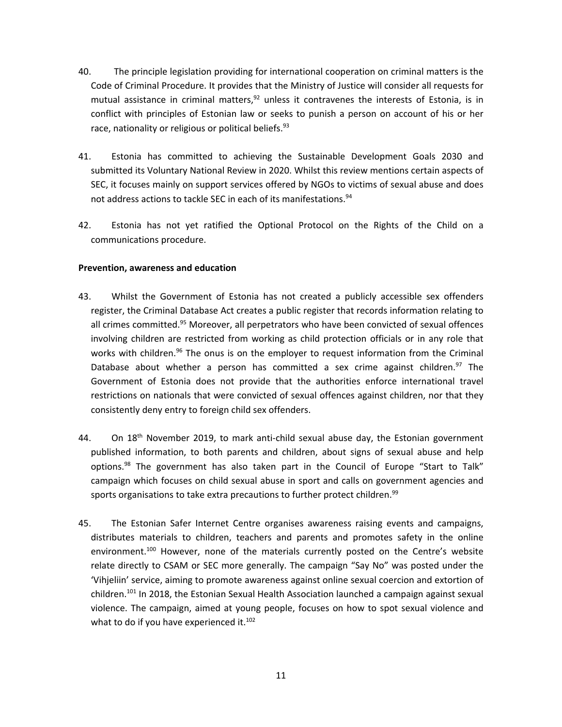40. The principle legislation providing for international cooperation on criminal matters is the Code of Criminal Procedure. It provides that the Ministry of Justice will consider all requests for mutual assistance in criminal matters,[92] unless it contravenes the interests of Estonia, is in conflict with principles of Estonian law or seeks to punish a person on account of his or her race, nationality or religious or political beliefs.[93]

41. Estonia has committed to achieving the Sustainable Development Goals 2030 and submitted its Voluntary National Review in 2020. Whilst this review mentions certain aspects of SEC, it focuses mainly on support services offered by NGOs to victims of sexual abuse and does not address actions to tackle SEC in each of its manifestations.[94]

42. Estonia has not yet ratified the Optional Protocol on the Rights of the Child on a communications procedure.

**Prevention, awareness and education**

43. Whilst the Government of Estonia has not created a publicly accessible sex offenders register, the Criminal Database Act creates a public register that records information relating to all crimes committed.[95] Moreover, all perpetrators who have been convicted of sexual offences involving children are restricted from working as child protection officials or in any role that works with children.[96] The onus is on the employer to request information from the Criminal Database about whether a person has committed a sex crime against children.[97] The Government of Estonia does not provide that the authorities enforce international travel restrictions on nationals that were convicted of sexual offences against children, nor that they consistently deny entry to foreign child sex offenders.

44. On 18th November 2019, to mark anti-child sexual abuse day, the Estonian government published information, to both parents and children, about signs of sexual abuse and help options.[98] The government has also taken part in the Council of Europe "Start to Talk" campaign which focuses on child sexual abuse in sport and calls on government agencies and sports organisations to take extra precautions to further protect children.[99]

45. The Estonian Safer Internet Centre organises awareness raising events and campaigns, distributes materials to children, teachers and parents and promotes safety in the online environment.[100] However, none of the materials currently posted on the Centre's website relate directly to CSAM or SEC more generally. The campaign "Say No" was posted under the 'Vihjeliin' service, aiming to promote awareness against online sexual coercion and extortion of children.[101] In 2018, the Estonian Sexual Health Association launched a campaign against sexual violence. The campaign, aimed at young people, focuses on how to spot sexual violence and what to do if you have experienced it.[102]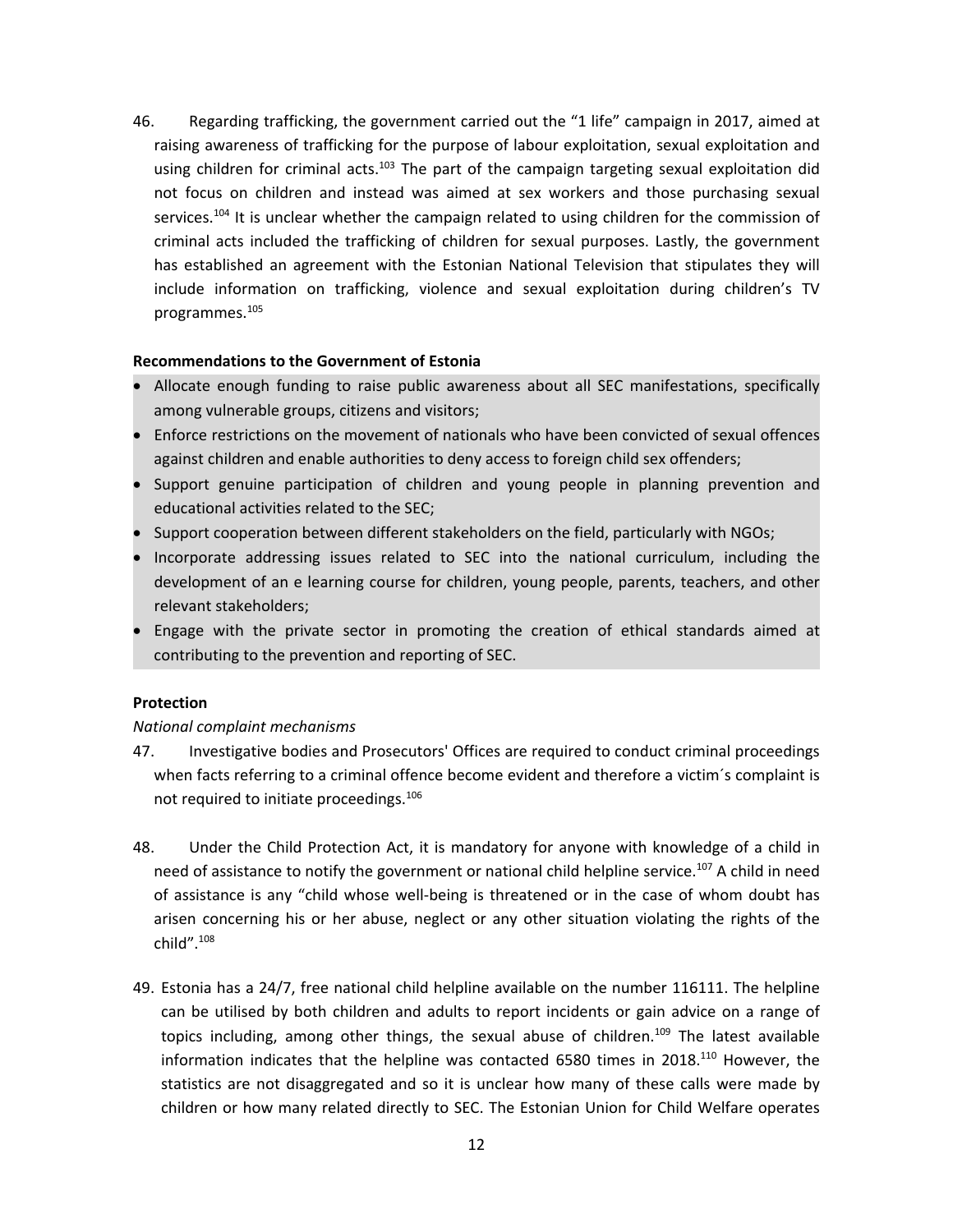46. Regarding trafficking, the government carried out the "1 life" campaign in 2017, aimed at raising awareness of trafficking for the purpose of labour exploitation, sexual exploitation and using children for criminal acts.[103] The part of the campaign targeting sexual exploitation did not focus on children and instead was aimed at sex workers and those purchasing sexual services.[104] It is unclear whether the campaign related to using children for the commission of criminal acts included the trafficking of children for sexual purposes. Lastly, the government has established an agreement with the Estonian National Television that stipulates they will include information on trafficking, violence and sexual exploitation during children's TV programmes.[105]

**Recommendations to the Government of Estonia**

- Allocate enough funding to raise public awareness about all SEC manifestations, specifically among vulnerable groups, citizens and visitors;
- Enforce restrictions on the movement of nationals who have been convicted of sexual offences against children and enable authorities to deny access to foreign child sex offenders;
- Support genuine participation of children and young people in planning prevention and educational activities related to the SEC;
- Support cooperation between different stakeholders on the field, particularly with NGOs;
- Incorporate addressing issues related to SEC into the national curriculum, including the development of an e learning course for children, young people, parents, teachers, and other relevant stakeholders;
- Engage with the private sector in promoting the creation of ethical standards aimed at contributing to the prevention and reporting of SEC.

**Protection**

*National complaint mechanisms*

47. Investigative bodies and Prosecutors' Offices are required to conduct criminal proceedings when facts referring to a criminal offence become evident and therefore a victim´s complaint is not required to initiate proceedings.[106]

48. Under the Child Protection Act, it is mandatory for anyone with knowledge of a child in need of assistance to notify the government or national child helpline service.[107] A child in need of assistance is any "child whose well-being is threatened or in the case of whom doubt has arisen concerning his or her abuse, neglect or any other situation violating the rights of the child".[108]

49. Estonia has a 24/7, free national child helpline available on the number 116111. The helpline can be utilised by both children and adults to report incidents or gain advice on a range of topics including, among other things, the sexual abuse of children.[109] The latest available information indicates that the helpline was contacted 6580 times in 2018.[110] However, the statistics are not disaggregated and so it is unclear how many of these calls were made by children or how many related directly to SEC. The Estonian Union for Child Welfare operates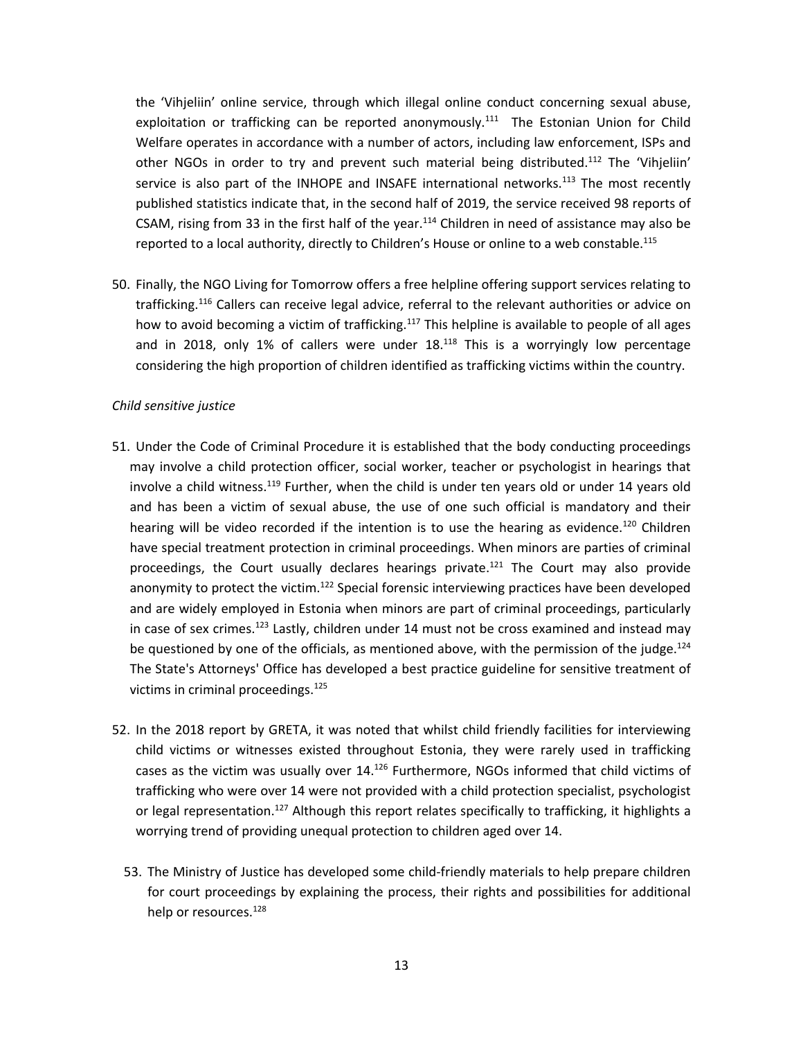the 'Vihjeliin' online service, through which illegal online conduct concerning sexual abuse, exploitation or trafficking can be reported anonymously.[111] The Estonian Union for Child Welfare operates in accordance with a number of actors, including law enforcement, ISPs and other NGOs in order to try and prevent such material being distributed.[112] The 'Vihjeliin' service is also part of the INHOPE and INSAFE international networks.[113] The most recently published statistics indicate that, in the second half of 2019, the service received 98 reports of CSAM, rising from 33 in the first half of the year.[114] Children in need of assistance may also be reported to a local authority, directly to Children's House or online to a web constable.[115]

50. Finally, the NGO Living for Tomorrow offers a free helpline offering support services relating to trafficking.[116] Callers can receive legal advice, referral to the relevant authorities or advice on how to avoid becoming a victim of trafficking.[117] This helpline is available to people of all ages and in 2018, only 1% of callers were under 18.[118] This is a worryingly low percentage considering the high proportion of children identified as trafficking victims within the country.

*Child sensitive justice*

51. Under the Code of Criminal Procedure it is established that the body conducting proceedings may involve a child protection officer, social worker, teacher or psychologist in hearings that involve a child witness.[119] Further, when the child is under ten years old or under 14 years old and has been a victim of sexual abuse, the use of one such official is mandatory and their hearing will be video recorded if the intention is to use the hearing as evidence.[120] Children have special treatment protection in criminal proceedings. When minors are parties of criminal proceedings, the Court usually declares hearings private.[121] The Court may also provide anonymity to protect the victim.[122] Special forensic interviewing practices have been developed and are widely employed in Estonia when minors are part of criminal proceedings, particularly in case of sex crimes.[123] Lastly, children under 14 must not be cross examined and instead may be questioned by one of the officials, as mentioned above, with the permission of the judge.[124] The State's Attorneys' Office has developed a best practice guideline for sensitive treatment of victims in criminal proceedings.[125]

52. In the 2018 report by GRETA, it was noted that whilst child friendly facilities for interviewing child victims or witnesses existed throughout Estonia, they were rarely used in trafficking cases as the victim was usually over 14.[126] Furthermore, NGOs informed that child victims of trafficking who were over 14 were not provided with a child protection specialist, psychologist or legal representation.[127] Although this report relates specifically to trafficking, it highlights a worrying trend of providing unequal protection to children aged over 14.

53. The Ministry of Justice has developed some child-friendly materials to help prepare children for court proceedings by explaining the process, their rights and possibilities for additional help or resources.[128]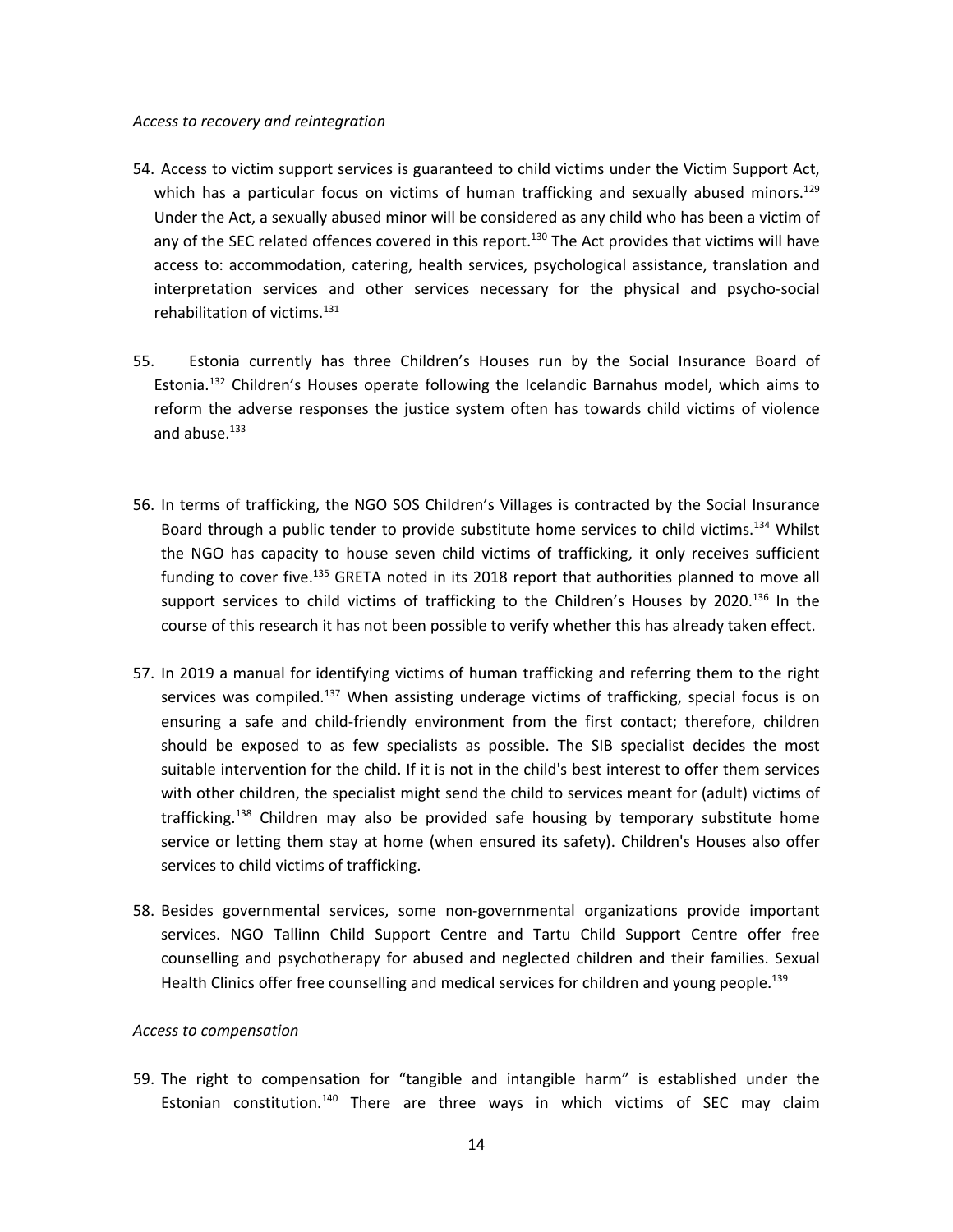*Access to recovery and reintegration*

54. Access to victim support services is guaranteed to child victims under the Victim Support Act, which has a particular focus on victims of human trafficking and sexually abused minors.[129] Under the Act, a sexually abused minor will be considered as any child who has been a victim of any of the SEC related offences covered in this report.[130] The Act provides that victims will have access to: accommodation, catering, health services, psychological assistance, translation and interpretation services and other services necessary for the physical and psycho-social rehabilitation of victims.[131]

55. Estonia currently has three Children's Houses run by the Social Insurance Board of Estonia.[132] Children's Houses operate following the Icelandic Barnahus model, which aims to reform the adverse responses the justice system often has towards child victims of violence and abuse.[133]

56. In terms of trafficking, the NGO SOS Children's Villages is contracted by the Social Insurance Board through a public tender to provide substitute home services to child victims.[134] Whilst the NGO has capacity to house seven child victims of trafficking, it only receives sufficient funding to cover five.[135] GRETA noted in its 2018 report that authorities planned to move all support services to child victims of trafficking to the Children's Houses by 2020.[136] In the course of this research it has not been possible to verify whether this has already taken effect.

57. In 2019 a manual for identifying victims of human trafficking and referring them to the right services was compiled.[137] When assisting underage victims of trafficking, special focus is on ensuring a safe and child-friendly environment from the first contact; therefore, children should be exposed to as few specialists as possible. The SIB specialist decides the most suitable intervention for the child. If it is not in the child's best interest to offer them services with other children, the specialist might send the child to services meant for (adult) victims of trafficking.[138] Children may also be provided safe housing by temporary substitute home service or letting them stay at home (when ensured its safety). Children's Houses also offer services to child victims of trafficking.

58. Besides governmental services, some non-governmental organizations provide important services. NGO Tallinn Child Support Centre and Tartu Child Support Centre offer free counselling and psychotherapy for abused and neglected children and their families. Sexual Health Clinics offer free counselling and medical services for children and young people.[139]

*Access to compensation*

59. The right to compensation for "tangible and intangible harm" is established under the Estonian constitution.[140] There are three ways in which victims of SEC may claim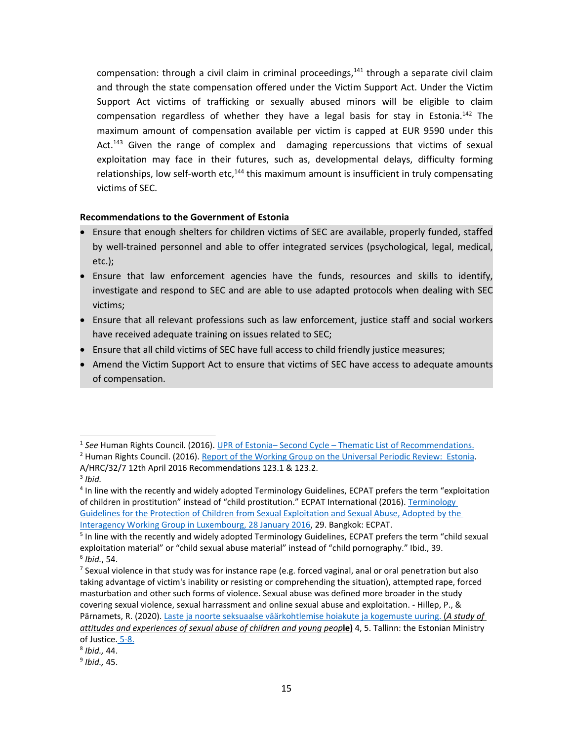compensation: through a civil claim in criminal proceedings,[141] through a separate civil claim and through the state compensation offered under the Victim Support Act. Under the Victim Support Act victims of trafficking or sexually abused minors will be eligible to claim compensation regardless of whether they have a legal basis for stay in Estonia.[142] The maximum amount of compensation available per victim is capped at EUR 9590 under this Act.[143] Given the range of complex and damaging repercussions that victims of sexual exploitation may face in their futures, such as, developmental delays, difficulty forming relationships, low self-worth etc,[144] this maximum amount is insufficient in truly compensating victims of SEC.

**Recommendations to the Government of Estonia**

- Ensure that enough shelters for children victims of SEC are available, properly funded, staffed by well-trained personnel and able to offer integrated services (psychological, legal, medical, etc.);
- Ensure that law enforcement agencies have the funds, resources and skills to identify, investigate and respond to SEC and are able to use adapted protocols when dealing with SEC victims;
- Ensure that all relevant professions such as law enforcement, justice staff and social workers have received adequate training on issues related to SEC;
- Ensure that all child victims of SEC have full access to child friendly justice measures;
- Amend the Victim Support Act to ensure that victims of SEC have access to adequate amounts of compensation.

---

[1] *See* Human Rights Council. (2016). UPR of Estonia– Second Cycle – Thematic List of Recommendations.

[2] Human Rights Council. (2016). Report of the Working Group on the Universal Periodic Review: Estonia. A/HRC/32/7 12th April 2016 Recommendations 123.1 & 123.2.

[3] *Ibid.*

[4] In line with the recently and widely adopted Terminology Guidelines, ECPAT prefers the term "exploitation of children in prostitution" instead of "child prostitution." ECPAT International (2016). Terminology Guidelines for the Protection of Children from Sexual Exploitation and Sexual Abuse, Adopted by the Interagency Working Group in Luxembourg, 28 January 2016, 29. Bangkok: ECPAT.

[5] In line with the recently and widely adopted Terminology Guidelines, ECPAT prefers the term "child sexual exploitation material" or "child sexual abuse material" instead of "child pornography." Ibid., 39.

[6] *Ibid.*, 54.

[7] Sexual violence in that study was for instance rape (e.g. forced vaginal, anal or oral penetration but also taking advantage of victim's inability or resisting or comprehending the situation), attempted rape, forced masturbation and other such forms of violence. Sexual abuse was defined more broader in the study covering sexual violence, sexual harrassment and online sexual abuse and exploitation. - Hillep, P., & Pärnamets, R. (2020). Laste ja noorte seksuaalse väärkohtlemise hoiakute ja kogemuste uuring. (*A study of attitudes and experiences of sexual abuse of children and young peop***le)** 4, 5. Tallinn: the Estonian Ministry of Justice. 5-8.

[8] *Ibid.,* 44.

[9] *Ibid.,* 45.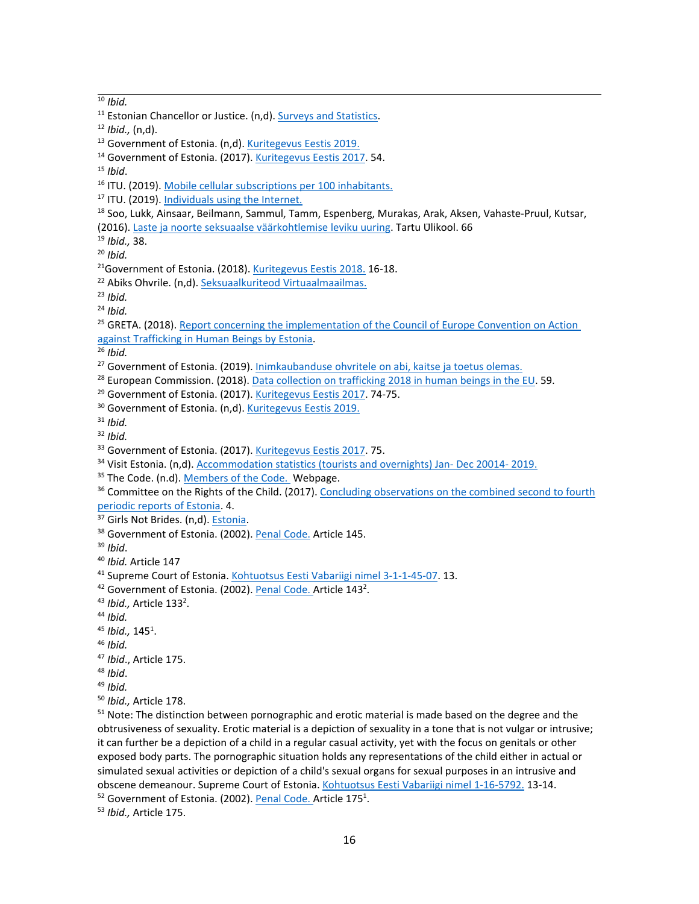[10] *Ibid.*

[11] Estonian Chancellor or Justice. (n,d). Surveys and Statistics.

[12] *Ibid.,* (n,d).

[13] Government of Estonia. (n,d). Kuritegevus Eestis 2019.

[14] Government of Estonia. (2017). Kuritegevus Eestis 2017. 54.

[15] *Ibid*.

[16] ITU. (2019). Mobile cellular subscriptions per 100 inhabitants.

[17] ITU. (2019). Individuals using the Internet.

[18] Soo, Lukk, Ainsaar, Beilmann, Sammul, Tamm, Espenberg, Murakas, Arak, Aksen, Vahaste-Pruul, Kutsar, (2016). Laste ja noorte seksuaalse väärkohtlemise leviku uuring. Tartu Ülikool. 66

[19] *Ibid.,* 38.

[20] *Ibid.*

[21] Government of Estonia. (2018). Kuritegevus Eestis 2018. 16-18.

[22] Abiks Ohvrile. (n,d). Seksuaalkuriteod Virtuaalmaailmas.

[23] *Ibid.*

[24] *Ibid.*

[25] GRETA. (2018). Report concerning the implementation of the Council of Europe Convention on Action against Trafficking in Human Beings by Estonia.

[26] *Ibid.*

[27] Government of Estonia. (2019). Inimkaubanduse ohvritele on abi, kaitse ja toetus olemas.

[28] European Commission. (2018). Data collection on trafficking 2018 in human beings in the EU. 59.

[29] Government of Estonia. (2017). Kuritegevus Eestis 2017. 74-75.

[30] Government of Estonia. (n,d). Kuritegevus Eestis 2019.

[31] *Ibid.*

[32] *Ibid.*

[33] Government of Estonia. (2017). Kuritegevus Eestis 2017. 75.

[34] Visit Estonia. (n,d). Accommodation statistics (tourists and overnights) Jan- Dec 20014- 2019.

[35] The Code. (n.d). Members of the Code. Webpage.

[36] Committee on the Rights of the Child. (2017). Concluding observations on the combined second to fourth periodic reports of Estonia. 4.

[37] Girls Not Brides. (n,d). Estonia.

[38] Government of Estonia. (2002). Penal Code. Article 145.

[39] *Ibid*.

[40] *Ibid.* Article 147

[41] Supreme Court of Estonia. Kohtuotsus Eesti Vabariigi nimel 3-1-1-45-07. 13.

[42] Government of Estonia. (2002). Penal Code. Article 143².

[43] *Ibid.,* Article 133².

[44] *Ibid.*

[45] *Ibid.,* 145¹.

[46] *Ibid.*

[47] *Ibid*., Article 175.

[48] *Ibid*.

[49] *Ibid.*

[50] *Ibid.,* Article 178.

[51] Note: The distinction between pornographic and erotic material is made based on the degree and the obtrusiveness of sexuality. Erotic material is a depiction of sexuality in a tone that is not vulgar or intrusive; it can further be a depiction of a child in a regular casual activity, yet with the focus on genitals or other exposed body parts. The pornographic situation holds any representations of the child either in actual or simulated sexual activities or depiction of a child's sexual organs for sexual purposes in an intrusive and obscene demeanour. Supreme Court of Estonia. Kohtuotsus Eesti Vabariigi nimel 1-16-5792. 13-14.

[52] Government of Estonia. (2002). Penal Code. Article 175¹.

[53] *Ibid.,* Article 175.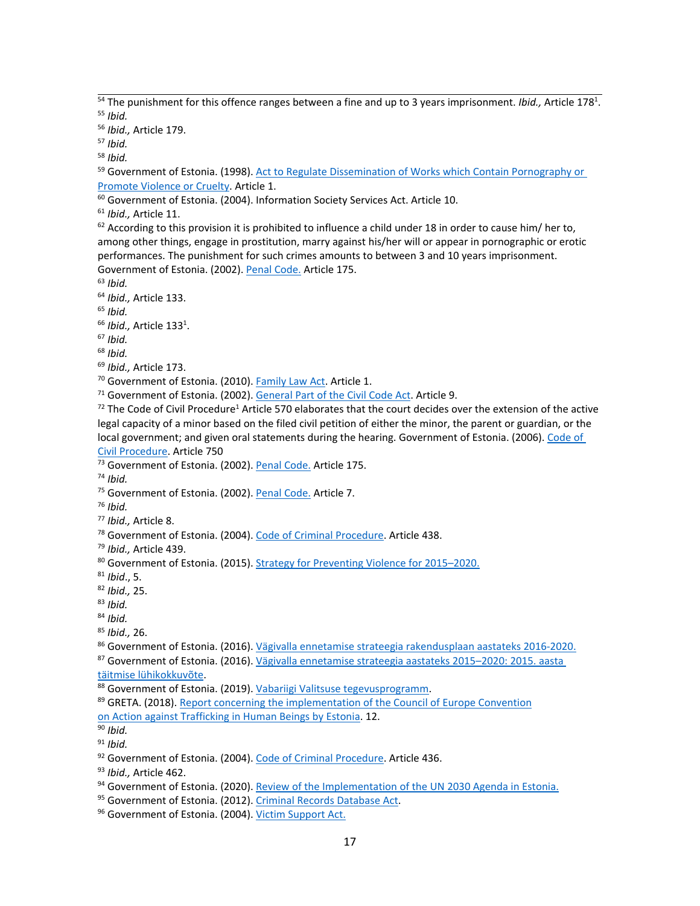[54] The punishment for this offence ranges between a fine and up to 3 years imprisonment. *Ibid.,* Article 178[1].

[55] *Ibid.*

[56] *Ibid.,* Article 179.

[57] *Ibid.*

[58] *Ibid.*

[59] Government of Estonia. (1998). Act to Regulate Dissemination of Works which Contain Pornography or Promote Violence or Cruelty. Article 1.

[60] Government of Estonia. (2004). Information Society Services Act. Article 10.

[61] *Ibid.,* Article 11.

[62] According to this provision it is prohibited to influence a child under 18 in order to cause him/ her to, among other things, engage in prostitution, marry against his/her will or appear in pornographic or erotic performances. The punishment for such crimes amounts to between 3 and 10 years imprisonment. Government of Estonia. (2002). Penal Code. Article 175.

[63] *Ibid.*

[64] *Ibid.,* Article 133.

[65] *Ibid.*

[66] *Ibid.,* Article 133[1].

[67] *Ibid.*

[68] *Ibid.*

[69] *Ibid.,* Article 173.

[70] Government of Estonia. (2010). Family Law Act. Article 1.

[71] Government of Estonia. (2002). General Part of the Civil Code Act. Article 9.

[72] The Code of Civil Procedure[1] Article 570 elaborates that the court decides over the extension of the active legal capacity of a minor based on the filed civil petition of either the minor, the parent or guardian, or the local government; and given oral statements during the hearing. Government of Estonia. (2006). Code of Civil Procedure. Article 750

[73] Government of Estonia. (2002). Penal Code. Article 175.

[74] *Ibid.*

[75] Government of Estonia. (2002). Penal Code. Article 7.

[76] *Ibid.*

[77] *Ibid.,* Article 8.

[78] Government of Estonia. (2004). Code of Criminal Procedure. Article 438.

[79] *Ibid.,* Article 439.

[80] Government of Estonia. (2015). Strategy for Preventing Violence for 2015–2020.

[81] *Ibid.*, 5.

[82] *Ibid.,* 25.

[83] *Ibid.*

[84] *Ibid.*

[85] *Ibid.,* 26.

[86] Government of Estonia. (2016). Vägivalla ennetamise strateegia rakendusplaan aastateks 2016-2020.

[87] Government of Estonia. (2016). Vägivalla ennetamise strateegia aastateks 2015–2020: 2015. aasta täitmise lühikokkuvõte.

[88] Government of Estonia. (2019). Vabariigi Valitsuse tegevusprogramm.

[89] GRETA. (2018). Report concerning the implementation of the Council of Europe Convention on Action against Trafficking in Human Beings by Estonia. 12.

[90] *Ibid.*

[91] *Ibid.*

[92] Government of Estonia. (2004). Code of Criminal Procedure. Article 436.

[93] *Ibid.,* Article 462.

[94] Government of Estonia. (2020). Review of the Implementation of the UN 2030 Agenda in Estonia.

[95] Government of Estonia. (2012). Criminal Records Database Act.

[96] Government of Estonia. (2004). Victim Support Act.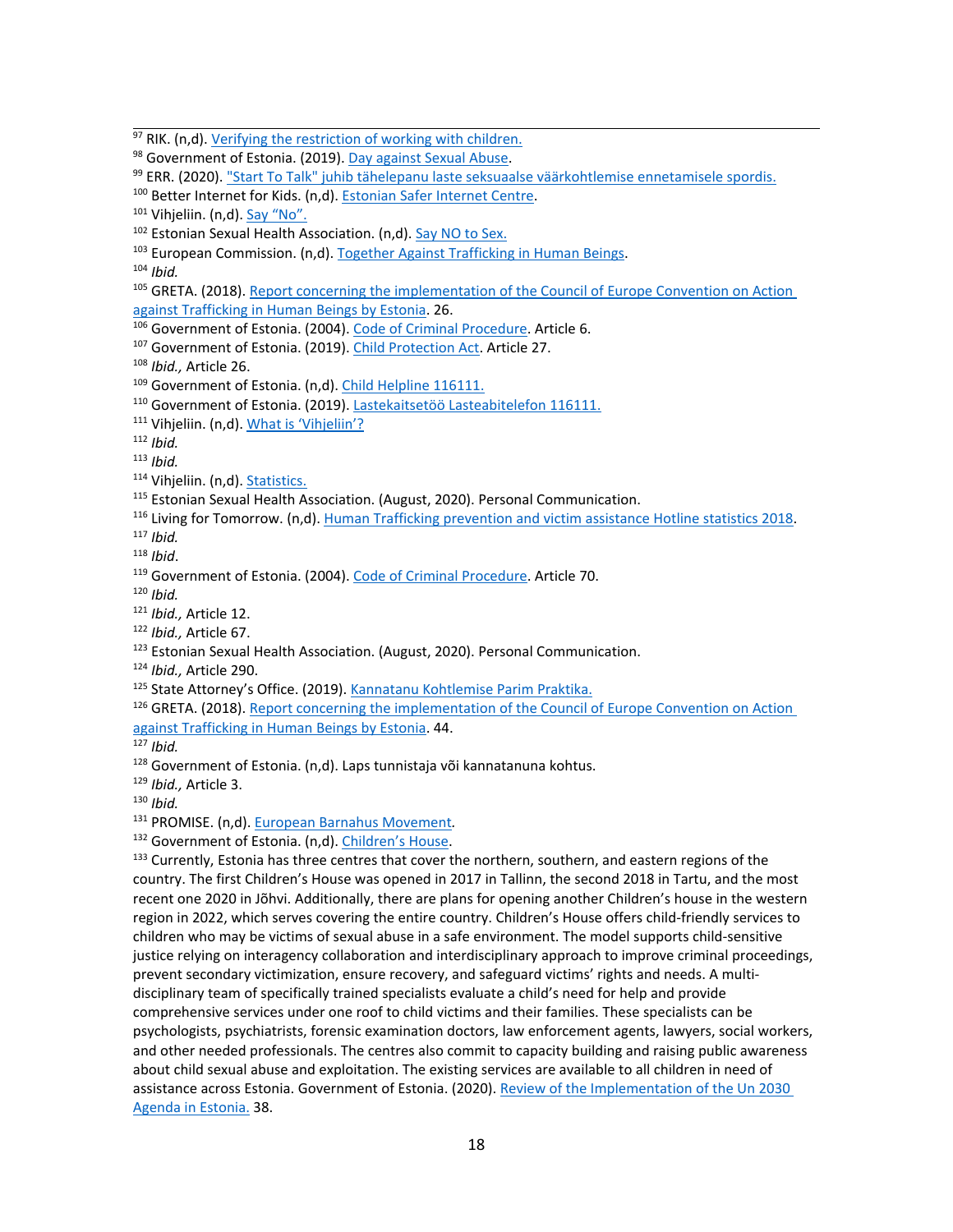[97] RIK. (n,d). Verifying the restriction of working with children.
[98] Government of Estonia. (2019). Day against Sexual Abuse.
[99] ERR. (2020). "Start To Talk" juhib tähelepanu laste seksuaalse väärkohtlemise ennetamisele spordis.
[100] Better Internet for Kids. (n,d). Estonian Safer Internet Centre.
[101] Vihjeliin. (n,d). Say "No".
[102] Estonian Sexual Health Association. (n,d). Say NO to Sex.
[103] European Commission. (n,d). Together Against Trafficking in Human Beings.
[104] *Ibid.*
[105] GRETA. (2018). Report concerning the implementation of the Council of Europe Convention on Action against Trafficking in Human Beings by Estonia. 26.
[106] Government of Estonia. (2004). Code of Criminal Procedure. Article 6.
[107] Government of Estonia. (2019). Child Protection Act. Article 27.
[108] *Ibid.,* Article 26.
[109] Government of Estonia. (n,d). Child Helpline 116111.
[110] Government of Estonia. (2019). Lastekaitsetöö Lasteabitelefon 116111.
[111] Vihjeliin. (n,d). What is 'Vihjeliin'?
[112] *Ibid.*
[113] *Ibid.*
[114] Vihjeliin. (n,d). Statistics.
[115] Estonian Sexual Health Association. (August, 2020). Personal Communication.
[116] Living for Tomorrow. (n,d). Human Trafficking prevention and victim assistance Hotline statistics 2018.
[117] *Ibid.*
[118] *Ibid*.
[119] Government of Estonia. (2004). Code of Criminal Procedure. Article 70.
[120] *Ibid.*
[121] *Ibid.,* Article 12.
[122] *Ibid.,* Article 67.
[123] Estonian Sexual Health Association. (August, 2020). Personal Communication.
[124] *Ibid.,* Article 290.
[125] State Attorney's Office. (2019). Kannatanu Kohtlemise Parim Praktika.
[126] GRETA. (2018). Report concerning the implementation of the Council of Europe Convention on Action against Trafficking in Human Beings by Estonia. 44.
[127] *Ibid.*
[128] Government of Estonia. (n,d). Laps tunnistaja või kannatanuna kohtus.
[129] *Ibid.,* Article 3.
[130] *Ibid.*
[131] PROMISE. (n,d). European Barnahus Movement.
[132] Government of Estonia. (n,d). Children's House.
[133] Currently, Estonia has three centres that cover the northern, southern, and eastern regions of the country. The first Children's House was opened in 2017 in Tallinn, the second 2018 in Tartu, and the most recent one 2020 in Jõhvi. Additionally, there are plans for opening another Children's house in the western region in 2022, which serves covering the entire country. Children's House offers child-friendly services to children who may be victims of sexual abuse in a safe environment. The model supports child-sensitive justice relying on interagency collaboration and interdisciplinary approach to improve criminal proceedings, prevent secondary victimization, ensure recovery, and safeguard victims' rights and needs. A multi-disciplinary team of specifically trained specialists evaluate a child's need for help and provide comprehensive services under one roof to child victims and their families. These specialists can be psychologists, psychiatrists, forensic examination doctors, law enforcement agents, lawyers, social workers, and other needed professionals. The centres also commit to capacity building and raising public awareness about child sexual abuse and exploitation. The existing services are available to all children in need of assistance across Estonia. Government of Estonia. (2020). Review of the Implementation of the Un 2030 Agenda in Estonia. 38.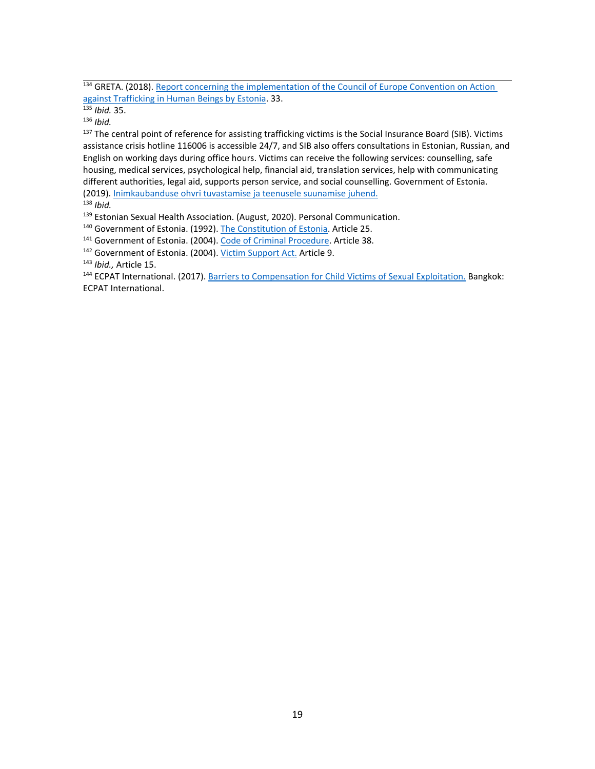[134] GRETA. (2018). Report concerning the implementation of the Council of Europe Convention on Action against Trafficking in Human Beings by Estonia. 33.

[135] *Ibid.* 35.

[136] *Ibid.*

[137] The central point of reference for assisting trafficking victims is the Social Insurance Board (SIB). Victims assistance crisis hotline 116006 is accessible 24/7, and SIB also offers consultations in Estonian, Russian, and English on working days during office hours. Victims can receive the following services: counselling, safe housing, medical services, psychological help, financial aid, translation services, help with communicating different authorities, legal aid, supports person service, and social counselling. Government of Estonia. (2019). Inimkaubanduse ohvri tuvastamise ja teenusele suunamise juhend.

[138] *Ibid.*

[139] Estonian Sexual Health Association. (August, 2020). Personal Communication.

[140] Government of Estonia. (1992). The Constitution of Estonia. Article 25.

[141] Government of Estonia. (2004). Code of Criminal Procedure. Article 38.

[142] Government of Estonia. (2004). Victim Support Act. Article 9.

[143] *Ibid.,* Article 15.

[144] ECPAT International. (2017). Barriers to Compensation for Child Victims of Sexual Exploitation. Bangkok: ECPAT International.